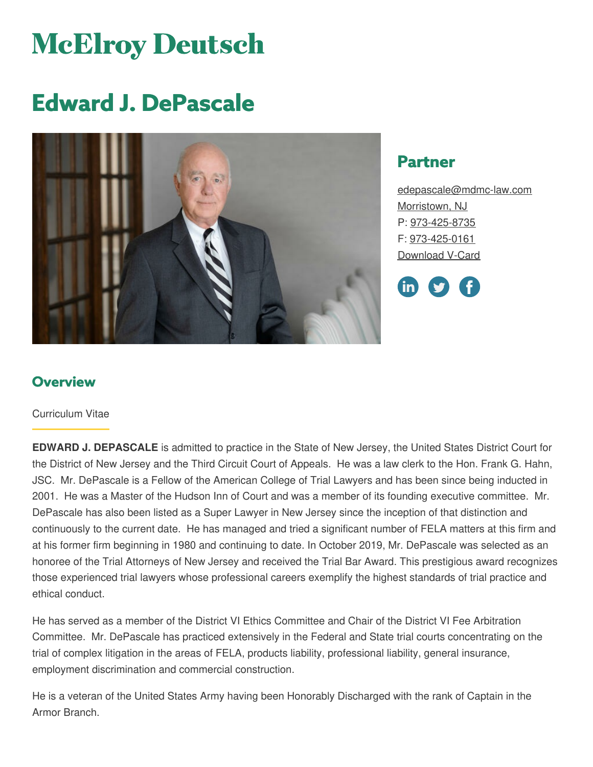# McElroy Deutsch

# Edward J. DePascale

## Partner

edepascale@mdmc-law.com
Morristown, NJ
P: 973-425-8735
F: 973-425-0161
Download V-Card

## Overview

Curriculum Vitae

**EDWARD J. DEPASCALE** is admitted to practice in the State of New Jersey, the United States District Court for the District of New Jersey and the Third Circuit Court of Appeals. He was a law clerk to the Hon. Frank G. Hahn, JSC. Mr. DePascale is a Fellow of the American College of Trial Lawyers and has been since being inducted in 2001. He was a Master of the Hudson Inn of Court and was a member of its founding executive committee. Mr. DePascale has also been listed as a Super Lawyer in New Jersey since the inception of that distinction and continuously to the current date. He has managed and tried a significant number of FELA matters at this firm and at his former firm beginning in 1980 and continuing to date. In October 2019, Mr. DePascale was selected as an honoree of the Trial Attorneys of New Jersey and received the Trial Bar Award. This prestigious award recognizes those experienced trial lawyers whose professional careers exemplify the highest standards of trial practice and ethical conduct.

He has served as a member of the District VI Ethics Committee and Chair of the District VI Fee Arbitration Committee. Mr. DePascale has practiced extensively in the Federal and State trial courts concentrating on the trial of complex litigation in the areas of FELA, products liability, professional liability, general insurance, employment discrimination and commercial construction.

He is a veteran of the United States Army having been Honorably Discharged with the rank of Captain in the Armor Branch.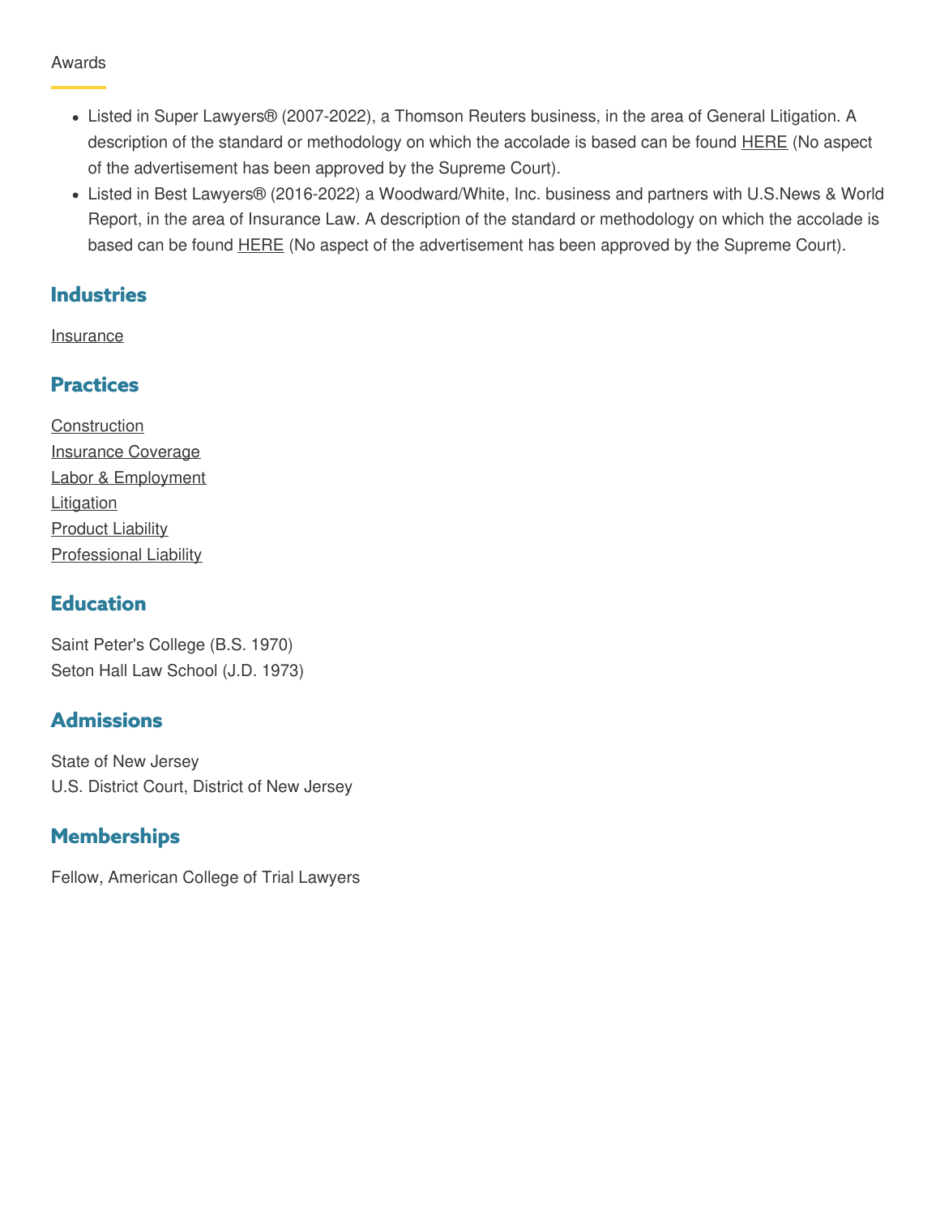Awards

- Listed in Super Lawyers® (2007-2022), a Thomson Reuters business, in the area of General Litigation. A description of the standard or methodology on which the accolade is based can be found HERE (No aspect of the advertisement has been approved by the Supreme Court).
- Listed in Best Lawyers® (2016-2022) a Woodward/White, Inc. business and partners with U.S.News & World Report, in the area of Insurance Law. A description of the standard or methodology on which the accolade is based can be found HERE (No aspect of the advertisement has been approved by the Supreme Court).

## Industries

Insurance

## Practices

Construction
Insurance Coverage
Labor & Employment
Litigation
Product Liability
Professional Liability

## Education

Saint Peter's College (B.S. 1970)
Seton Hall Law School (J.D. 1973)

## Admissions

State of New Jersey
U.S. District Court, District of New Jersey

## Memberships

Fellow, American College of Trial Lawyers